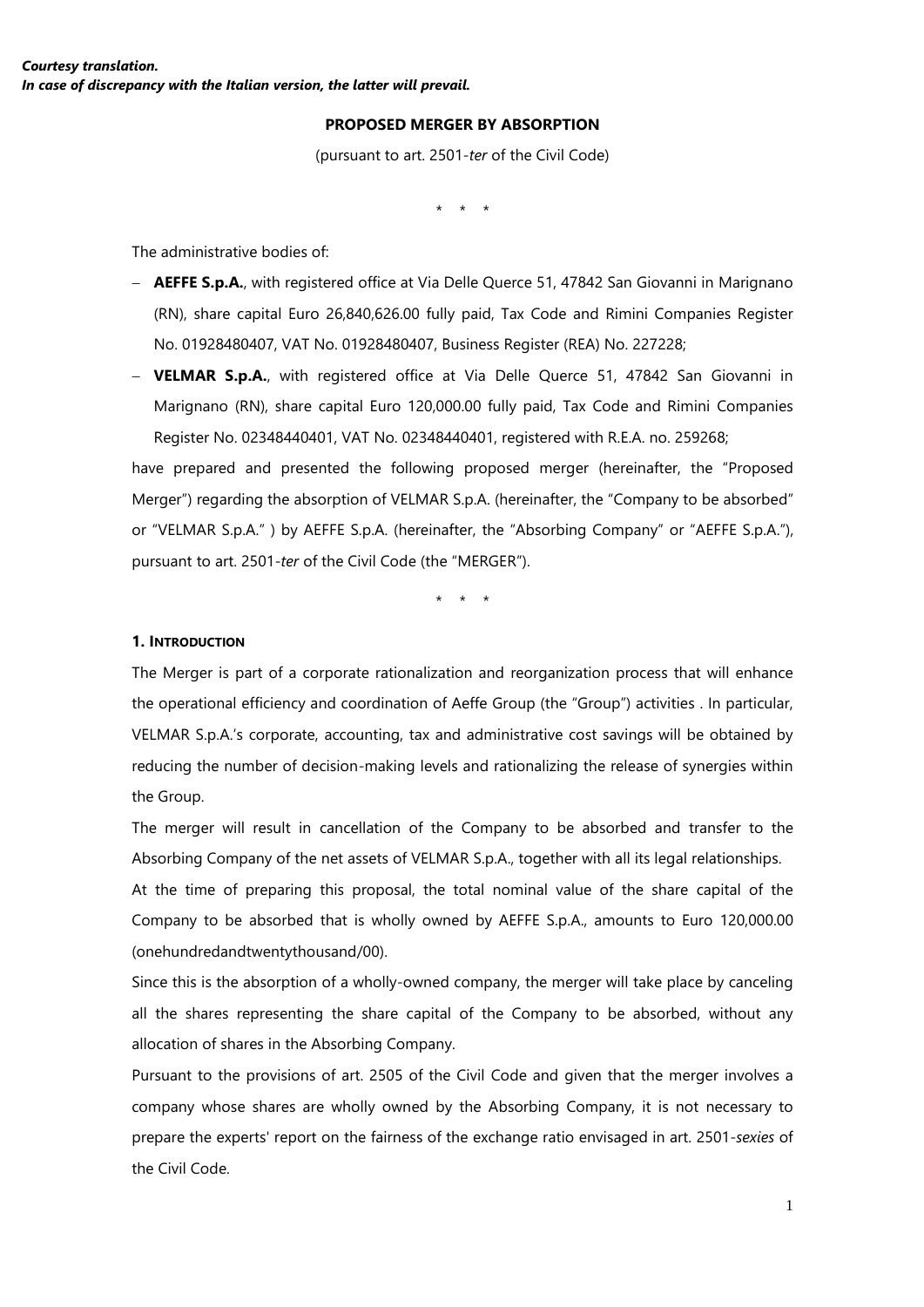***Courtesy translation.***
***In case of discrepancy with the Italian version, the latter will prevail.***

# PROPOSED MERGER BY ABSORPTION

(pursuant to art. 2501-*ter* of the Civil Code)

\* \* \*

The administrative bodies of:

- **AEFFE S.p.A.**, with registered office at Via Delle Querce 51, 47842 San Giovanni in Marignano (RN), share capital Euro 26,840,626.00 fully paid, Tax Code and Rimini Companies Register No. 01928480407, VAT No. 01928480407, Business Register (REA) No. 227228;
- **VELMAR S.p.A.**, with registered office at Via Delle Querce 51, 47842 San Giovanni in Marignano (RN), share capital Euro 120,000.00 fully paid, Tax Code and Rimini Companies Register No. 02348440401, VAT No. 02348440401, registered with R.E.A. no. 259268;

have prepared and presented the following proposed merger (hereinafter, the "Proposed Merger") regarding the absorption of VELMAR S.p.A. (hereinafter, the "Company to be absorbed" or "VELMAR S.p.A." ) by AEFFE S.p.A. (hereinafter, the "Absorbing Company" or "AEFFE S.p.A."), pursuant to art. 2501-*ter* of the Civil Code (the "MERGER").

\* \* \*

## 1. Introduction

The Merger is part of a corporate rationalization and reorganization process that will enhance the operational efficiency and coordination of Aeffe Group (the "Group") activities . In particular, VELMAR S.p.A.'s corporate, accounting, tax and administrative cost savings will be obtained by reducing the number of decision-making levels and rationalizing the release of synergies within the Group.

The merger will result in cancellation of the Company to be absorbed and transfer to the Absorbing Company of the net assets of VELMAR S.p.A., together with all its legal relationships.

At the time of preparing this proposal, the total nominal value of the share capital of the Company to be absorbed that is wholly owned by AEFFE S.p.A., amounts to Euro 120,000.00 (onehundredandtwentythousand/00).

Since this is the absorption of a wholly-owned company, the merger will take place by canceling all the shares representing the share capital of the Company to be absorbed, without any allocation of shares in the Absorbing Company.

Pursuant to the provisions of art. 2505 of the Civil Code and given that the merger involves a company whose shares are wholly owned by the Absorbing Company, it is not necessary to prepare the experts' report on the fairness of the exchange ratio envisaged in art. 2501-*sexies* of the Civil Code.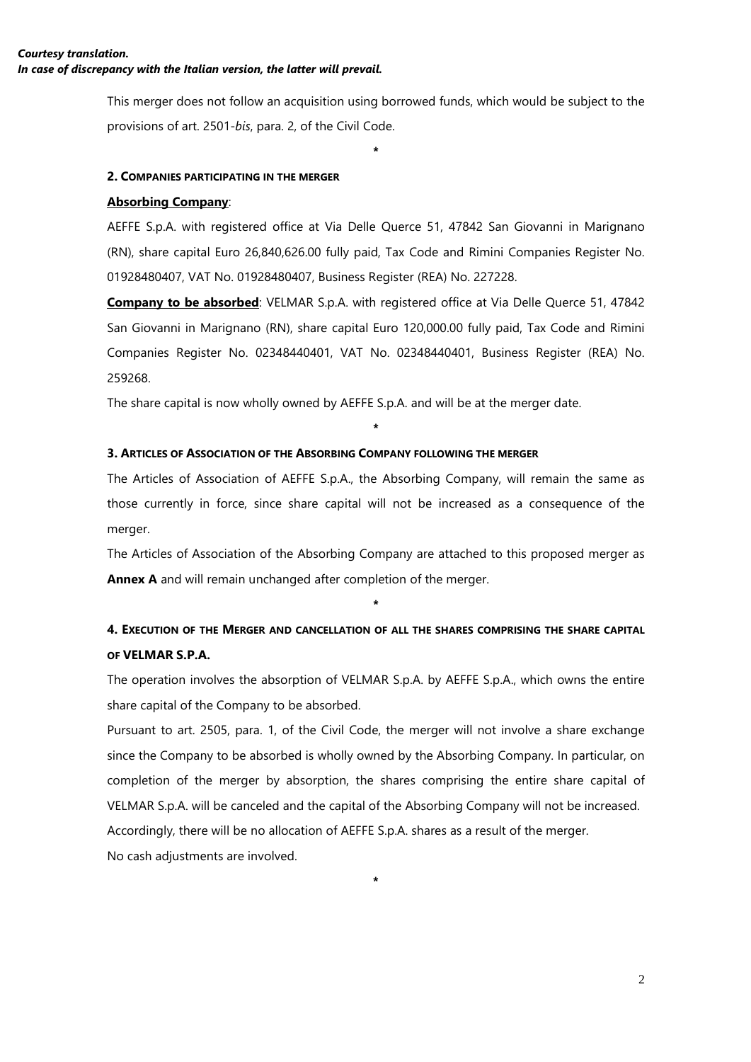*Courtesy translation.*
*In case of discrepancy with the Italian version, the latter will prevail.*

This merger does not follow an acquisition using borrowed funds, which would be subject to the provisions of art. 2501-*bis*, para. 2, of the Civil Code.

*

## 2. COMPANIES PARTICIPATING IN THE MERGER

**Absorbing Company**:

AEFFE S.p.A. with registered office at Via Delle Querce 51, 47842 San Giovanni in Marignano (RN), share capital Euro 26,840,626.00 fully paid, Tax Code and Rimini Companies Register No. 01928480407, VAT No. 01928480407, Business Register (REA) No. 227228.

**Company to be absorbed**: VELMAR S.p.A. with registered office at Via Delle Querce 51, 47842 San Giovanni in Marignano (RN), share capital Euro 120,000.00 fully paid, Tax Code and Rimini Companies Register No. 02348440401, VAT No. 02348440401, Business Register (REA) No. 259268.

The share capital is now wholly owned by AEFFE S.p.A. and will be at the merger date.

*

## 3. ARTICLES OF ASSOCIATION OF THE ABSORBING COMPANY FOLLOWING THE MERGER

The Articles of Association of AEFFE S.p.A., the Absorbing Company, will remain the same as those currently in force, since share capital will not be increased as a consequence of the merger.

The Articles of Association of the Absorbing Company are attached to this proposed merger as **Annex A** and will remain unchanged after completion of the merger.

*

## 4. EXECUTION OF THE MERGER AND CANCELLATION OF ALL THE SHARES COMPRISING THE SHARE CAPITAL OF VELMAR S.P.A.

The operation involves the absorption of VELMAR S.p.A. by AEFFE S.p.A., which owns the entire share capital of the Company to be absorbed.

Pursuant to art. 2505, para. 1, of the Civil Code, the merger will not involve a share exchange since the Company to be absorbed is wholly owned by the Absorbing Company. In particular, on completion of the merger by absorption, the shares comprising the entire share capital of VELMAR S.p.A. will be canceled and the capital of the Absorbing Company will not be increased.

Accordingly, there will be no allocation of AEFFE S.p.A. shares as a result of the merger.

No cash adjustments are involved.

*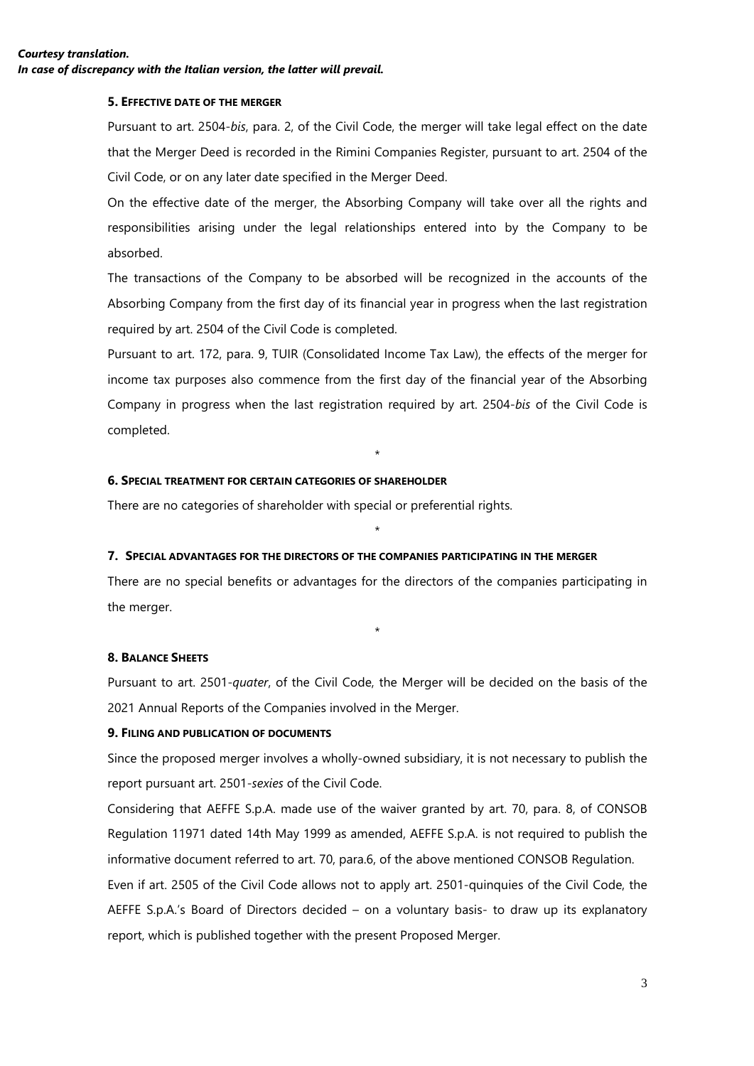***Courtesy translation.***
***In case of discrepancy with the Italian version, the latter will prevail.***

**5. EFFECTIVE DATE OF THE MERGER**

Pursuant to art. 2504-*bis*, para. 2, of the Civil Code, the merger will take legal effect on the date that the Merger Deed is recorded in the Rimini Companies Register, pursuant to art. 2504 of the Civil Code, or on any later date specified in the Merger Deed.

On the effective date of the merger, the Absorbing Company will take over all the rights and responsibilities arising under the legal relationships entered into by the Company to be absorbed.

The transactions of the Company to be absorbed will be recognized in the accounts of the Absorbing Company from the first day of its financial year in progress when the last registration required by art. 2504 of the Civil Code is completed.

Pursuant to art. 172, para. 9, TUIR (Consolidated Income Tax Law), the effects of the merger for income tax purposes also commence from the first day of the financial year of the Absorbing Company in progress when the last registration required by art. 2504-*bis* of the Civil Code is completed.

*

**6. SPECIAL TREATMENT FOR CERTAIN CATEGORIES OF SHAREHOLDER**

There are no categories of shareholder with special or preferential rights.

*

**7. SPECIAL ADVANTAGES FOR THE DIRECTORS OF THE COMPANIES PARTICIPATING IN THE MERGER**

There are no special benefits or advantages for the directors of the companies participating in the merger.

*

**8. BALANCE SHEETS**

Pursuant to art. 2501-*quater*, of the Civil Code, the Merger will be decided on the basis of the 2021 Annual Reports of the Companies involved in the Merger.

**9. FILING AND PUBLICATION OF DOCUMENTS**

Since the proposed merger involves a wholly-owned subsidiary, it is not necessary to publish the report pursuant art. 2501-*sexies* of the Civil Code.

Considering that AEFFE S.p.A. made use of the waiver granted by art. 70, para. 8, of CONSOB Regulation 11971 dated 14th May 1999 as amended, AEFFE S.p.A. is not required to publish the informative document referred to art. 70, para.6, of the above mentioned CONSOB Regulation.

Even if art. 2505 of the Civil Code allows not to apply art. 2501-quinquies of the Civil Code, the AEFFE S.p.A.'s Board of Directors decided – on a voluntary basis- to draw up its explanatory report, which is published together with the present Proposed Merger.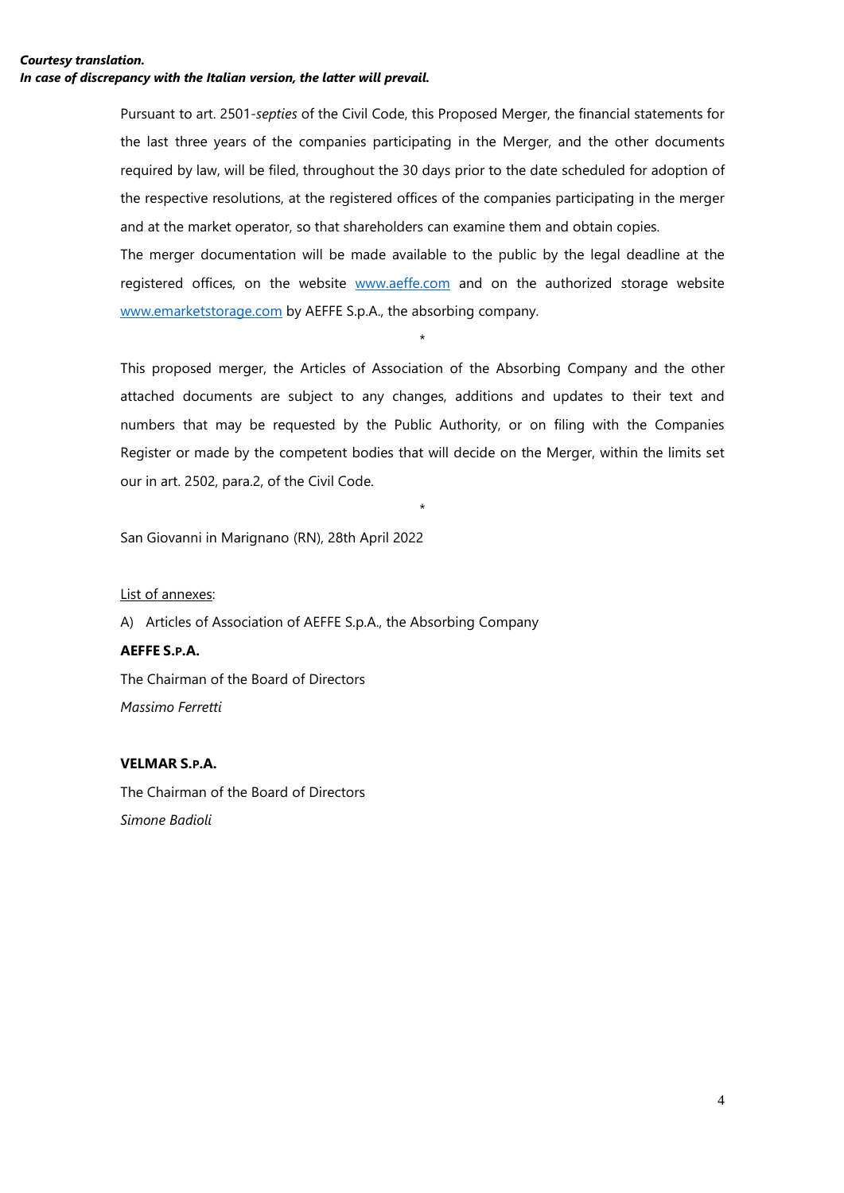***Courtesy translation.***
***In case of discrepancy with the Italian version, the latter will prevail.***

Pursuant to art. 2501-*septies* of the Civil Code, this Proposed Merger, the financial statements for the last three years of the companies participating in the Merger, and the other documents required by law, will be filed, throughout the 30 days prior to the date scheduled for adoption of the respective resolutions, at the registered offices of the companies participating in the merger and at the market operator, so that shareholders can examine them and obtain copies.

The merger documentation will be made available to the public by the legal deadline at the registered offices, on the website www.aeffe.com and on the authorized storage website www.emarketstorage.com by AEFFE S.p.A., the absorbing company.

*

This proposed merger, the Articles of Association of the Absorbing Company and the other attached documents are subject to any changes, additions and updates to their text and numbers that may be requested by the Public Authority, or on filing with the Companies Register or made by the competent bodies that will decide on the Merger, within the limits set our in art. 2502, para.2, of the Civil Code.

*

San Giovanni in Marignano (RN), 28th April 2022

List of annexes:

A) Articles of Association of AEFFE S.p.A., the Absorbing Company

**AEFFE S.P.A.**

The Chairman of the Board of Directors

*Massimo Ferretti*

**VELMAR S.P.A.**

The Chairman of the Board of Directors

*Simone Badioli*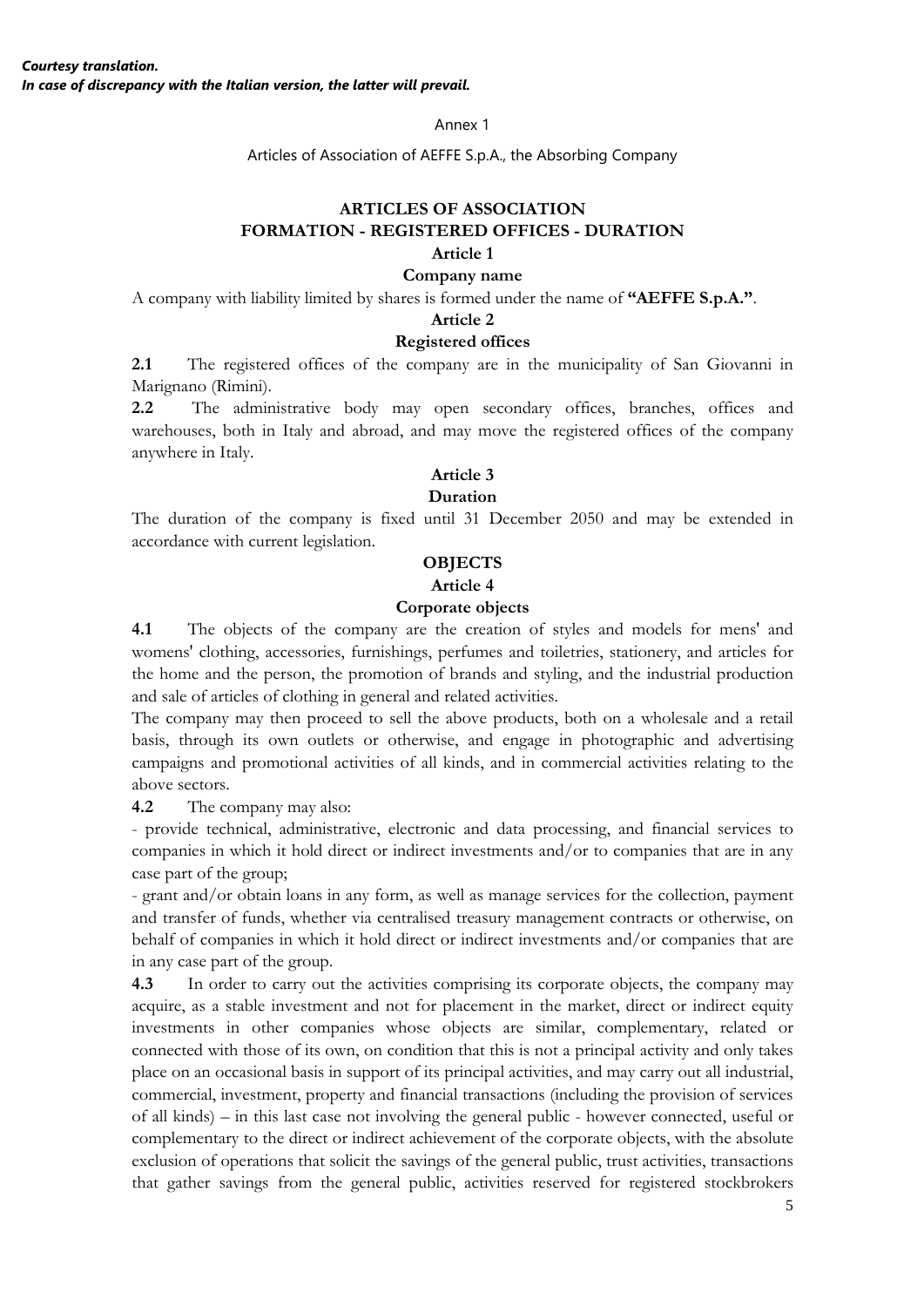***Courtesy translation.***
***In case of discrepancy with the Italian version, the latter will prevail.***

Annex 1

Articles of Association of AEFFE S.p.A., the Absorbing Company

# ARTICLES OF ASSOCIATION

## FORMATION - REGISTERED OFFICES - DURATION

### Article 1

**Company name**

A company with liability limited by shares is formed under the name of **"AEFFE S.p.A."**.

### Article 2

**Registered offices**

**2.1** The registered offices of the company are in the municipality of San Giovanni in Marignano (Rimini).

**2.2** The administrative body may open secondary offices, branches, offices and warehouses, both in Italy and abroad, and may move the registered offices of the company anywhere in Italy.

### Article 3

**Duration**

The duration of the company is fixed until 31 December 2050 and may be extended in accordance with current legislation.

## OBJECTS

### Article 4

**Corporate objects**

**4.1** The objects of the company are the creation of styles and models for mens' and womens' clothing, accessories, furnishings, perfumes and toiletries, stationery, and articles for the home and the person, the promotion of brands and styling, and the industrial production and sale of articles of clothing in general and related activities.

The company may then proceed to sell the above products, both on a wholesale and a retail basis, through its own outlets or otherwise, and engage in photographic and advertising campaigns and promotional activities of all kinds, and in commercial activities relating to the above sectors.

**4.2** The company may also:

- provide technical, administrative, electronic and data processing, and financial services to companies in which it hold direct or indirect investments and/or to companies that are in any case part of the group;
- grant and/or obtain loans in any form, as well as manage services for the collection, payment and transfer of funds, whether via centralised treasury management contracts or otherwise, on behalf of companies in which it hold direct or indirect investments and/or companies that are in any case part of the group.

**4.3** In order to carry out the activities comprising its corporate objects, the company may acquire, as a stable investment and not for placement in the market, direct or indirect equity investments in other companies whose objects are similar, complementary, related or connected with those of its own, on condition that this is not a principal activity and only takes place on an occasional basis in support of its principal activities, and may carry out all industrial, commercial, investment, property and financial transactions (including the provision of services of all kinds) – in this last case not involving the general public - however connected, useful or complementary to the direct or indirect achievement of the corporate objects, with the absolute exclusion of operations that solicit the savings of the general public, trust activities, transactions that gather savings from the general public, activities reserved for registered stockbrokers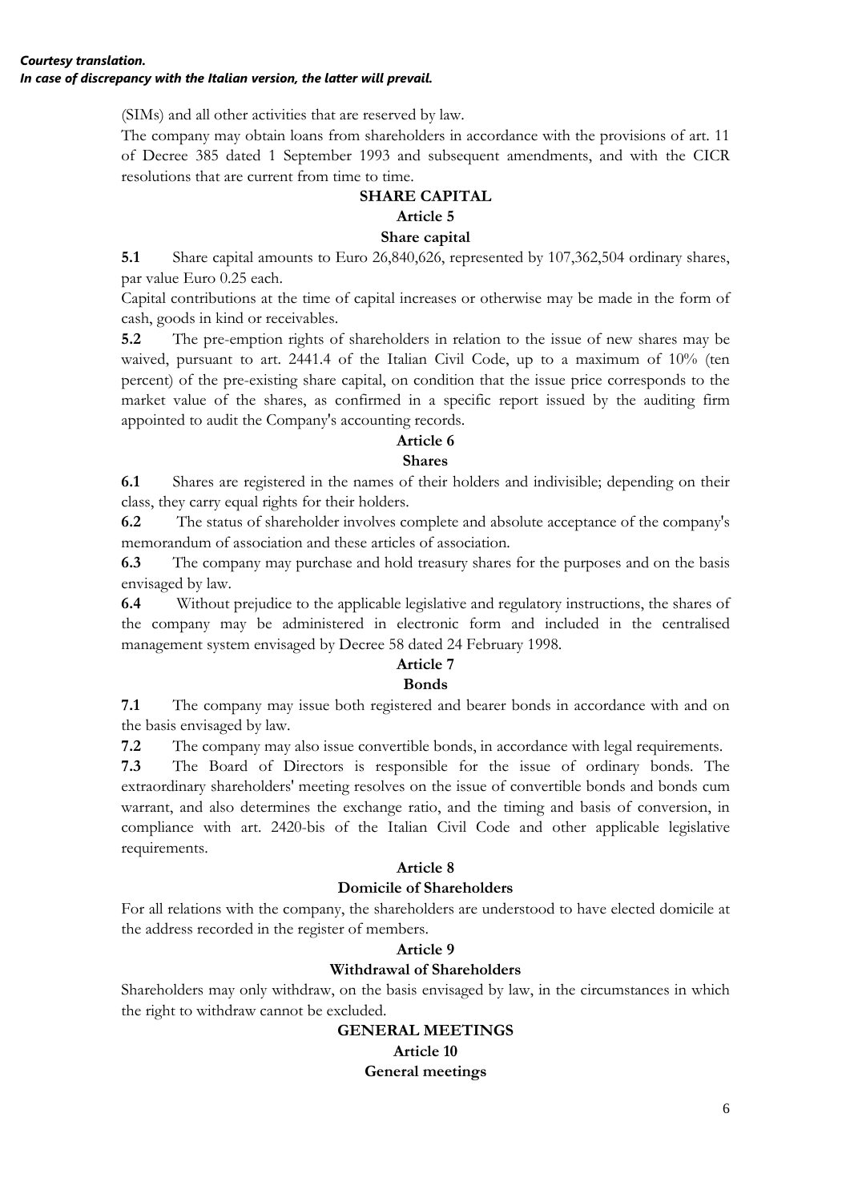*Courtesy translation.*
*In case of discrepancy with the Italian version, the latter will prevail.*

(SIMs) and all other activities that are reserved by law.

The company may obtain loans from shareholders in accordance with the provisions of art. 11 of Decree 385 dated 1 September 1993 and subsequent amendments, and with the CICR resolutions that are current from time to time.

## SHARE CAPITAL

### Article 5

### Share capital

**5.1** Share capital amounts to Euro 26,840,626, represented by 107,362,504 ordinary shares, par value Euro 0.25 each.

Capital contributions at the time of capital increases or otherwise may be made in the form of cash, goods in kind or receivables.

**5.2** The pre-emption rights of shareholders in relation to the issue of new shares may be waived, pursuant to art. 2441.4 of the Italian Civil Code, up to a maximum of 10% (ten percent) of the pre-existing share capital, on condition that the issue price corresponds to the market value of the shares, as confirmed in a specific report issued by the auditing firm appointed to audit the Company's accounting records.

### Article 6

### Shares

**6.1** Shares are registered in the names of their holders and indivisible; depending on their class, they carry equal rights for their holders.

**6.2** The status of shareholder involves complete and absolute acceptance of the company's memorandum of association and these articles of association.

**6.3** The company may purchase and hold treasury shares for the purposes and on the basis envisaged by law.

**6.4** Without prejudice to the applicable legislative and regulatory instructions, the shares of the company may be administered in electronic form and included in the centralised management system envisaged by Decree 58 dated 24 February 1998.

### Article 7

### Bonds

**7.1** The company may issue both registered and bearer bonds in accordance with and on the basis envisaged by law.

**7.2** The company may also issue convertible bonds, in accordance with legal requirements.

**7.3** The Board of Directors is responsible for the issue of ordinary bonds. The extraordinary shareholders' meeting resolves on the issue of convertible bonds and bonds cum warrant, and also determines the exchange ratio, and the timing and basis of conversion, in compliance with art. 2420-bis of the Italian Civil Code and other applicable legislative requirements.

### Article 8

### Domicile of Shareholders

For all relations with the company, the shareholders are understood to have elected domicile at the address recorded in the register of members.

### Article 9

### Withdrawal of Shareholders

Shareholders may only withdraw, on the basis envisaged by law, in the circumstances in which the right to withdraw cannot be excluded.

## GENERAL MEETINGS

### Article 10

### General meetings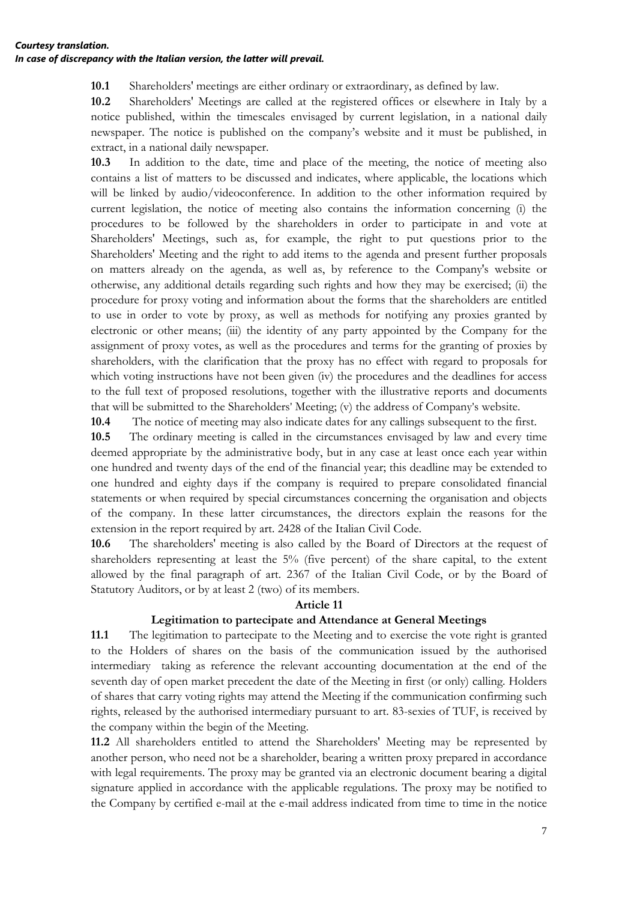***Courtesy translation.***
***In case of discrepancy with the Italian version, the latter will prevail.***

**10.1** Shareholders' meetings are either ordinary or extraordinary, as defined by law.

**10.2** Shareholders' Meetings are called at the registered offices or elsewhere in Italy by a notice published, within the timescales envisaged by current legislation, in a national daily newspaper. The notice is published on the company's website and it must be published, in extract, in a national daily newspaper.

**10.3** In addition to the date, time and place of the meeting, the notice of meeting also contains a list of matters to be discussed and indicates, where applicable, the locations which will be linked by audio/videoconference. In addition to the other information required by current legislation, the notice of meeting also contains the information concerning (i) the procedures to be followed by the shareholders in order to participate in and vote at Shareholders' Meetings, such as, for example, the right to put questions prior to the Shareholders' Meeting and the right to add items to the agenda and present further proposals on matters already on the agenda, as well as, by reference to the Company's website or otherwise, any additional details regarding such rights and how they may be exercised; (ii) the procedure for proxy voting and information about the forms that the shareholders are entitled to use in order to vote by proxy, as well as methods for notifying any proxies granted by electronic or other means; (iii) the identity of any party appointed by the Company for the assignment of proxy votes, as well as the procedures and terms for the granting of proxies by shareholders, with the clarification that the proxy has no effect with regard to proposals for which voting instructions have not been given (iv) the procedures and the deadlines for access to the full text of proposed resolutions, together with the illustrative reports and documents that will be submitted to the Shareholders' Meeting; (v) the address of Company's website.

**10.4** The notice of meeting may also indicate dates for any callings subsequent to the first.

**10.5** The ordinary meeting is called in the circumstances envisaged by law and every time deemed appropriate by the administrative body, but in any case at least once each year within one hundred and twenty days of the end of the financial year; this deadline may be extended to one hundred and eighty days if the company is required to prepare consolidated financial statements or when required by special circumstances concerning the organisation and objects of the company. In these latter circumstances, the directors explain the reasons for the extension in the report required by art. 2428 of the Italian Civil Code.

**10.6** The shareholders' meeting is also called by the Board of Directors at the request of shareholders representing at least the 5% (five percent) of the share capital, to the extent allowed by the final paragraph of art. 2367 of the Italian Civil Code, or by the Board of Statutory Auditors, or by at least 2 (two) of its members.

## Article 11

### Legitimation to partecipate and Attendance at General Meetings

**11.1** The legitimation to partecipate to the Meeting and to exercise the vote right is granted to the Holders of shares on the basis of the communication issued by the authorised intermediary taking as reference the relevant accounting documentation at the end of the seventh day of open market precedent the date of the Meeting in first (or only) calling. Holders of shares that carry voting rights may attend the Meeting if the communication confirming such rights, released by the authorised intermediary pursuant to art. 83-sexies of TUF, is received by the company within the begin of the Meeting.

**11.2** All shareholders entitled to attend the Shareholders' Meeting may be represented by another person, who need not be a shareholder, bearing a written proxy prepared in accordance with legal requirements. The proxy may be granted via an electronic document bearing a digital signature applied in accordance with the applicable regulations. The proxy may be notified to the Company by certified e-mail at the e-mail address indicated from time to time in the notice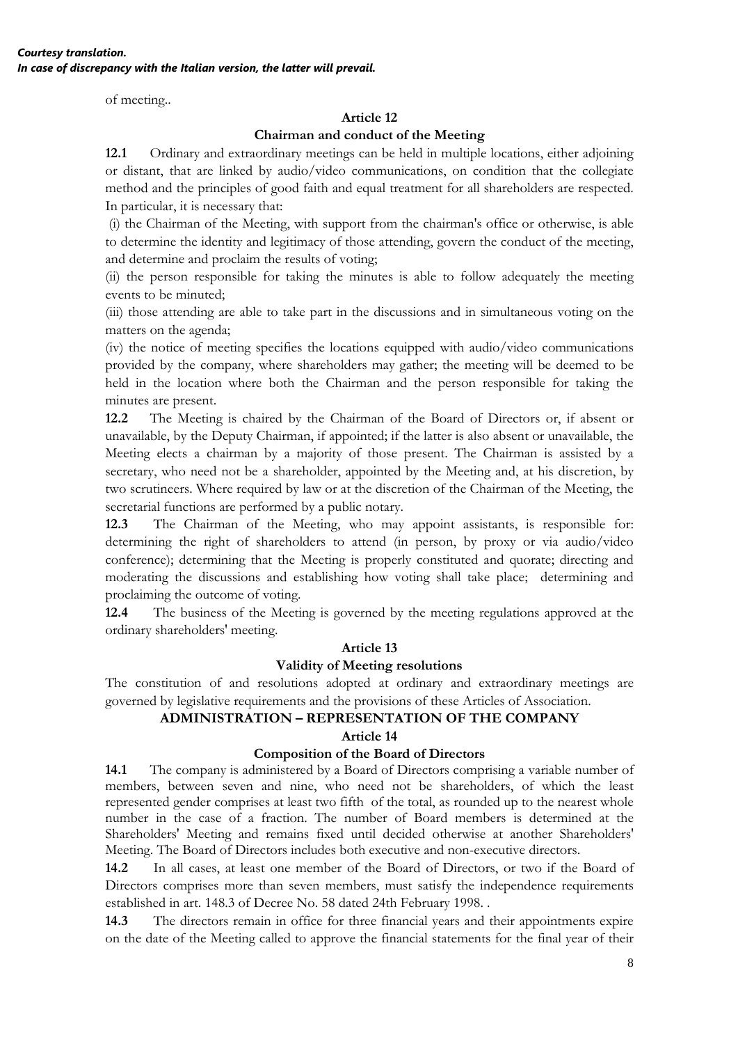of meeting..

**Article 12**

**Chairman and conduct of the Meeting**

**12.1** Ordinary and extraordinary meetings can be held in multiple locations, either adjoining or distant, that are linked by audio/video communications, on condition that the collegiate method and the principles of good faith and equal treatment for all shareholders are respected. In particular, it is necessary that:

(i) the Chairman of the Meeting, with support from the chairman's office or otherwise, is able to determine the identity and legitimacy of those attending, govern the conduct of the meeting, and determine and proclaim the results of voting;

(ii) the person responsible for taking the minutes is able to follow adequately the meeting events to be minuted;

(iii) those attending are able to take part in the discussions and in simultaneous voting on the matters on the agenda;

(iv) the notice of meeting specifies the locations equipped with audio/video communications provided by the company, where shareholders may gather; the meeting will be deemed to be held in the location where both the Chairman and the person responsible for taking the minutes are present.

**12.2** The Meeting is chaired by the Chairman of the Board of Directors or, if absent or unavailable, by the Deputy Chairman, if appointed; if the latter is also absent or unavailable, the Meeting elects a chairman by a majority of those present. The Chairman is assisted by a secretary, who need not be a shareholder, appointed by the Meeting and, at his discretion, by two scrutineers. Where required by law or at the discretion of the Chairman of the Meeting, the secretarial functions are performed by a public notary.

**12.3** The Chairman of the Meeting, who may appoint assistants, is responsible for: determining the right of shareholders to attend (in person, by proxy or via audio/video conference); determining that the Meeting is properly constituted and quorate; directing and moderating the discussions and establishing how voting shall take place; determining and proclaiming the outcome of voting.

**12.4** The business of the Meeting is governed by the meeting regulations approved at the ordinary shareholders' meeting.

**Article 13**

**Validity of Meeting resolutions**

The constitution of and resolutions adopted at ordinary and extraordinary meetings are governed by legislative requirements and the provisions of these Articles of Association.

**ADMINISTRATION – REPRESENTATION OF THE COMPANY**

**Article 14**

**Composition of the Board of Directors**

**14.1** The company is administered by a Board of Directors comprising a variable number of members, between seven and nine, who need not be shareholders, of which the least represented gender comprises at least two fifth of the total, as rounded up to the nearest whole number in the case of a fraction. The number of Board members is determined at the Shareholders' Meeting and remains fixed until decided otherwise at another Shareholders' Meeting. The Board of Directors includes both executive and non-executive directors.

**14.2** In all cases, at least one member of the Board of Directors, or two if the Board of Directors comprises more than seven members, must satisfy the independence requirements established in art. 148.3 of Decree No. 58 dated 24th February 1998. .

**14.3** The directors remain in office for three financial years and their appointments expire on the date of the Meeting called to approve the financial statements for the final year of their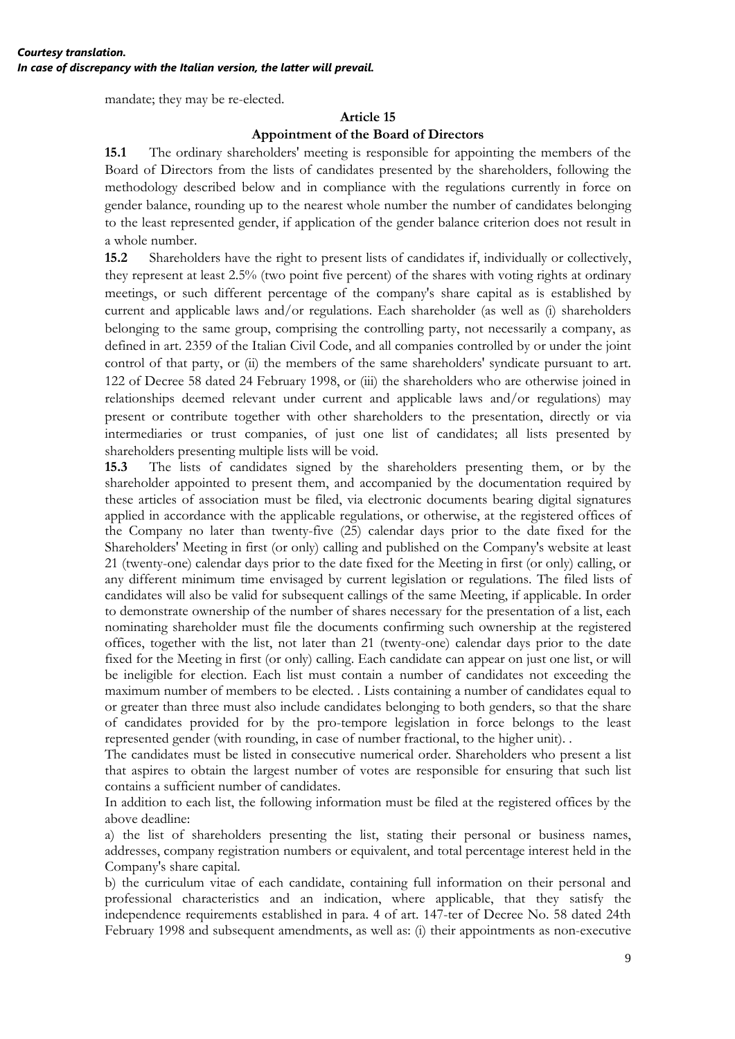mandate; they may be re-elected.

## Article 15

## Appointment of the Board of Directors

**15.1** The ordinary shareholders' meeting is responsible for appointing the members of the Board of Directors from the lists of candidates presented by the shareholders, following the methodology described below and in compliance with the regulations currently in force on gender balance, rounding up to the nearest whole number the number of candidates belonging to the least represented gender, if application of the gender balance criterion does not result in a whole number.

**15.2** Shareholders have the right to present lists of candidates if, individually or collectively, they represent at least 2.5% (two point five percent) of the shares with voting rights at ordinary meetings, or such different percentage of the company's share capital as is established by current and applicable laws and/or regulations. Each shareholder (as well as (i) shareholders belonging to the same group, comprising the controlling party, not necessarily a company, as defined in art. 2359 of the Italian Civil Code, and all companies controlled by or under the joint control of that party, or (ii) the members of the same shareholders' syndicate pursuant to art. 122 of Decree 58 dated 24 February 1998, or (iii) the shareholders who are otherwise joined in relationships deemed relevant under current and applicable laws and/or regulations) may present or contribute together with other shareholders to the presentation, directly or via intermediaries or trust companies, of just one list of candidates; all lists presented by shareholders presenting multiple lists will be void.

**15.3** The lists of candidates signed by the shareholders presenting them, or by the shareholder appointed to present them, and accompanied by the documentation required by these articles of association must be filed, via electronic documents bearing digital signatures applied in accordance with the applicable regulations, or otherwise, at the registered offices of the Company no later than twenty-five (25) calendar days prior to the date fixed for the Shareholders' Meeting in first (or only) calling and published on the Company's website at least 21 (twenty-one) calendar days prior to the date fixed for the Meeting in first (or only) calling, or any different minimum time envisaged by current legislation or regulations. The filed lists of candidates will also be valid for subsequent callings of the same Meeting, if applicable. In order to demonstrate ownership of the number of shares necessary for the presentation of a list, each nominating shareholder must file the documents confirming such ownership at the registered offices, together with the list, not later than 21 (twenty-one) calendar days prior to the date fixed for the Meeting in first (or only) calling. Each candidate can appear on just one list, or will be ineligible for election. Each list must contain a number of candidates not exceeding the maximum number of members to be elected. . Lists containing a number of candidates equal to or greater than three must also include candidates belonging to both genders, so that the share of candidates provided for by the pro-tempore legislation in force belongs to the least represented gender (with rounding, in case of number fractional, to the higher unit). .

The candidates must be listed in consecutive numerical order. Shareholders who present a list that aspires to obtain the largest number of votes are responsible for ensuring that such list contains a sufficient number of candidates.

In addition to each list, the following information must be filed at the registered offices by the above deadline:

a) the list of shareholders presenting the list, stating their personal or business names, addresses, company registration numbers or equivalent, and total percentage interest held in the Company's share capital.

b) the curriculum vitae of each candidate, containing full information on their personal and professional characteristics and an indication, where applicable, that they satisfy the independence requirements established in para. 4 of art. 147-ter of Decree No. 58 dated 24th February 1998 and subsequent amendments, as well as: (i) their appointments as non-executive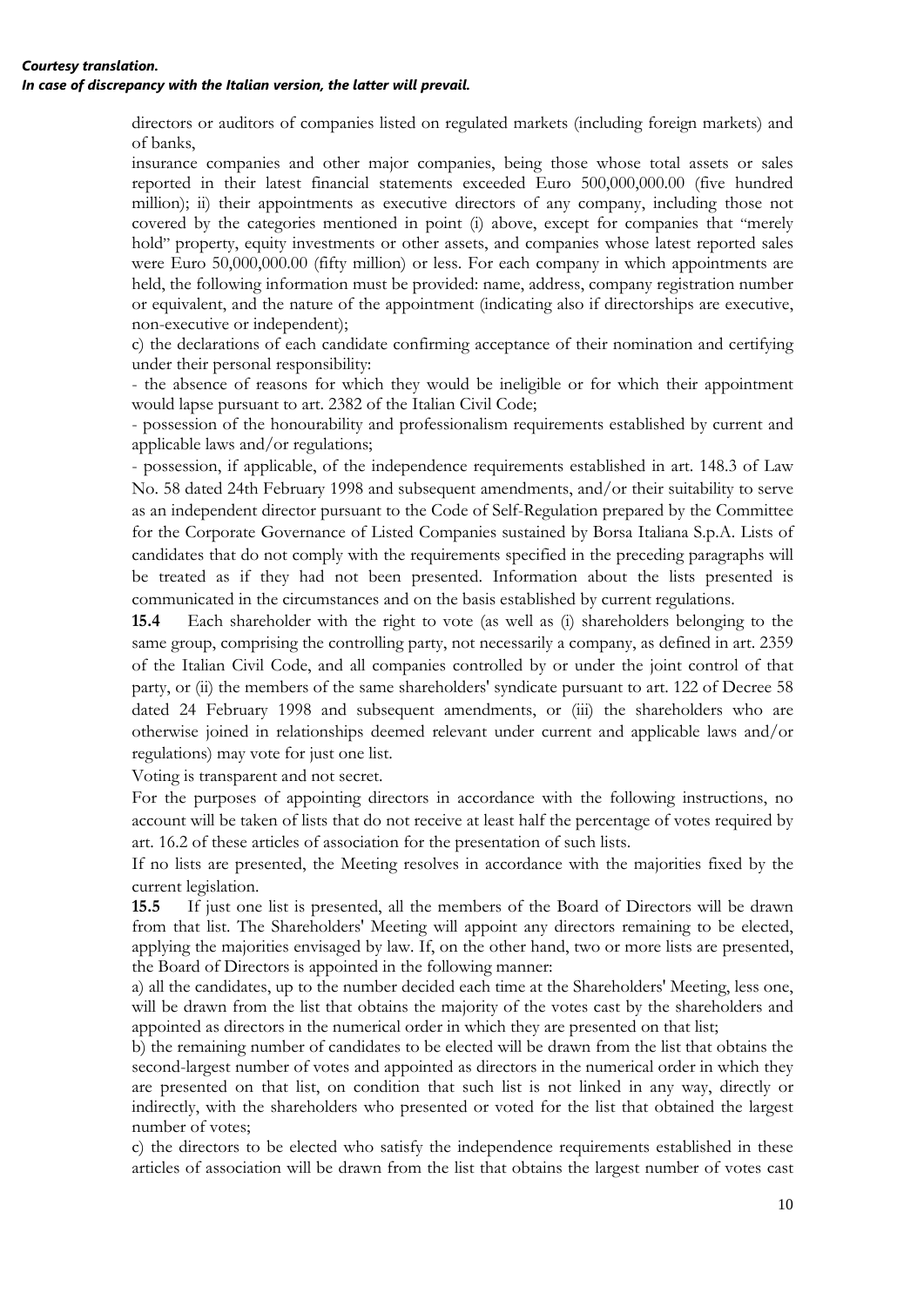directors or auditors of companies listed on regulated markets (including foreign markets) and of banks,

insurance companies and other major companies, being those whose total assets or sales reported in their latest financial statements exceeded Euro 500,000,000.00 (five hundred million); ii) their appointments as executive directors of any company, including those not covered by the categories mentioned in point (i) above, except for companies that "merely hold" property, equity investments or other assets, and companies whose latest reported sales were Euro 50,000,000.00 (fifty million) or less. For each company in which appointments are held, the following information must be provided: name, address, company registration number or equivalent, and the nature of the appointment (indicating also if directorships are executive, non-executive or independent);

c) the declarations of each candidate confirming acceptance of their nomination and certifying under their personal responsibility:

- the absence of reasons for which they would be ineligible or for which their appointment would lapse pursuant to art. 2382 of the Italian Civil Code;
- possession of the honourability and professionalism requirements established by current and applicable laws and/or regulations;
- possession, if applicable, of the independence requirements established in art. 148.3 of Law No. 58 dated 24th February 1998 and subsequent amendments, and/or their suitability to serve as an independent director pursuant to the Code of Self-Regulation prepared by the Committee for the Corporate Governance of Listed Companies sustained by Borsa Italiana S.p.A. Lists of candidates that do not comply with the requirements specified in the preceding paragraphs will be treated as if they had not been presented. Information about the lists presented is communicated in the circumstances and on the basis established by current regulations.

**15.4** Each shareholder with the right to vote (as well as (i) shareholders belonging to the same group, comprising the controlling party, not necessarily a company, as defined in art. 2359 of the Italian Civil Code, and all companies controlled by or under the joint control of that party, or (ii) the members of the same shareholders' syndicate pursuant to art. 122 of Decree 58 dated 24 February 1998 and subsequent amendments, or (iii) the shareholders who are otherwise joined in relationships deemed relevant under current and applicable laws and/or regulations) may vote for just one list.

Voting is transparent and not secret.

For the purposes of appointing directors in accordance with the following instructions, no account will be taken of lists that do not receive at least half the percentage of votes required by art. 16.2 of these articles of association for the presentation of such lists.

If no lists are presented, the Meeting resolves in accordance with the majorities fixed by the current legislation.

**15.5** If just one list is presented, all the members of the Board of Directors will be drawn from that list. The Shareholders' Meeting will appoint any directors remaining to be elected, applying the majorities envisaged by law. If, on the other hand, two or more lists are presented, the Board of Directors is appointed in the following manner:

a) all the candidates, up to the number decided each time at the Shareholders' Meeting, less one, will be drawn from the list that obtains the majority of the votes cast by the shareholders and appointed as directors in the numerical order in which they are presented on that list;

b) the remaining number of candidates to be elected will be drawn from the list that obtains the second-largest number of votes and appointed as directors in the numerical order in which they are presented on that list, on condition that such list is not linked in any way, directly or indirectly, with the shareholders who presented or voted for the list that obtained the largest number of votes;

c) the directors to be elected who satisfy the independence requirements established in these articles of association will be drawn from the list that obtains the largest number of votes cast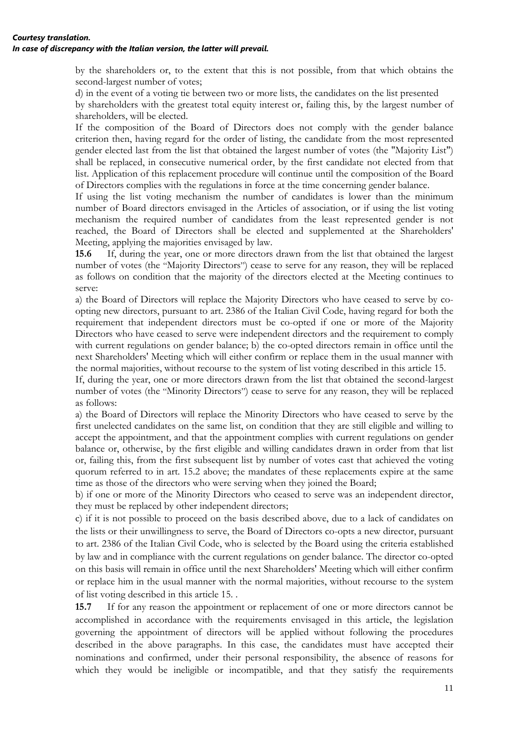by the shareholders or, to the extent that this is not possible, from that which obtains the second-largest number of votes;

d) in the event of a voting tie between two or more lists, the candidates on the list presented by shareholders with the greatest total equity interest or, failing this, by the largest number of shareholders, will be elected.

If the composition of the Board of Directors does not comply with the gender balance criterion then, having regard for the order of listing, the candidate from the most represented gender elected last from the list that obtained the largest number of votes (the "Majority List") shall be replaced, in consecutive numerical order, by the first candidate not elected from that list. Application of this replacement procedure will continue until the composition of the Board of Directors complies with the regulations in force at the time concerning gender balance.

If using the list voting mechanism the number of candidates is lower than the minimum number of Board directors envisaged in the Articles of association, or if using the list voting mechanism the required number of candidates from the least represented gender is not reached, the Board of Directors shall be elected and supplemented at the Shareholders' Meeting, applying the majorities envisaged by law.

**15.6** If, during the year, one or more directors drawn from the list that obtained the largest number of votes (the "Majority Directors") cease to serve for any reason, they will be replaced as follows on condition that the majority of the directors elected at the Meeting continues to serve:

a) the Board of Directors will replace the Majority Directors who have ceased to serve by co-opting new directors, pursuant to art. 2386 of the Italian Civil Code, having regard for both the requirement that independent directors must be co-opted if one or more of the Majority Directors who have ceased to serve were independent directors and the requirement to comply with current regulations on gender balance; b) the co-opted directors remain in office until the next Shareholders' Meeting which will either confirm or replace them in the usual manner with the normal majorities, without recourse to the system of list voting described in this article 15.

If, during the year, one or more directors drawn from the list that obtained the second-largest number of votes (the "Minority Directors") cease to serve for any reason, they will be replaced as follows:

a) the Board of Directors will replace the Minority Directors who have ceased to serve by the first unelected candidates on the same list, on condition that they are still eligible and willing to accept the appointment, and that the appointment complies with current regulations on gender balance or, otherwise, by the first eligible and willing candidates drawn in order from that list or, failing this, from the first subsequent list by number of votes cast that achieved the voting quorum referred to in art. 15.2 above; the mandates of these replacements expire at the same time as those of the directors who were serving when they joined the Board;

b) if one or more of the Minority Directors who ceased to serve was an independent director, they must be replaced by other independent directors;

c) if it is not possible to proceed on the basis described above, due to a lack of candidates on the lists or their unwillingness to serve, the Board of Directors co-opts a new director, pursuant to art. 2386 of the Italian Civil Code, who is selected by the Board using the criteria established by law and in compliance with the current regulations on gender balance. The director co-opted on this basis will remain in office until the next Shareholders' Meeting which will either confirm or replace him in the usual manner with the normal majorities, without recourse to the system of list voting described in this article 15. .

**15.7** If for any reason the appointment or replacement of one or more directors cannot be accomplished in accordance with the requirements envisaged in this article, the legislation governing the appointment of directors will be applied without following the procedures described in the above paragraphs. In this case, the candidates must have accepted their nominations and confirmed, under their personal responsibility, the absence of reasons for which they would be ineligible or incompatible, and that they satisfy the requirements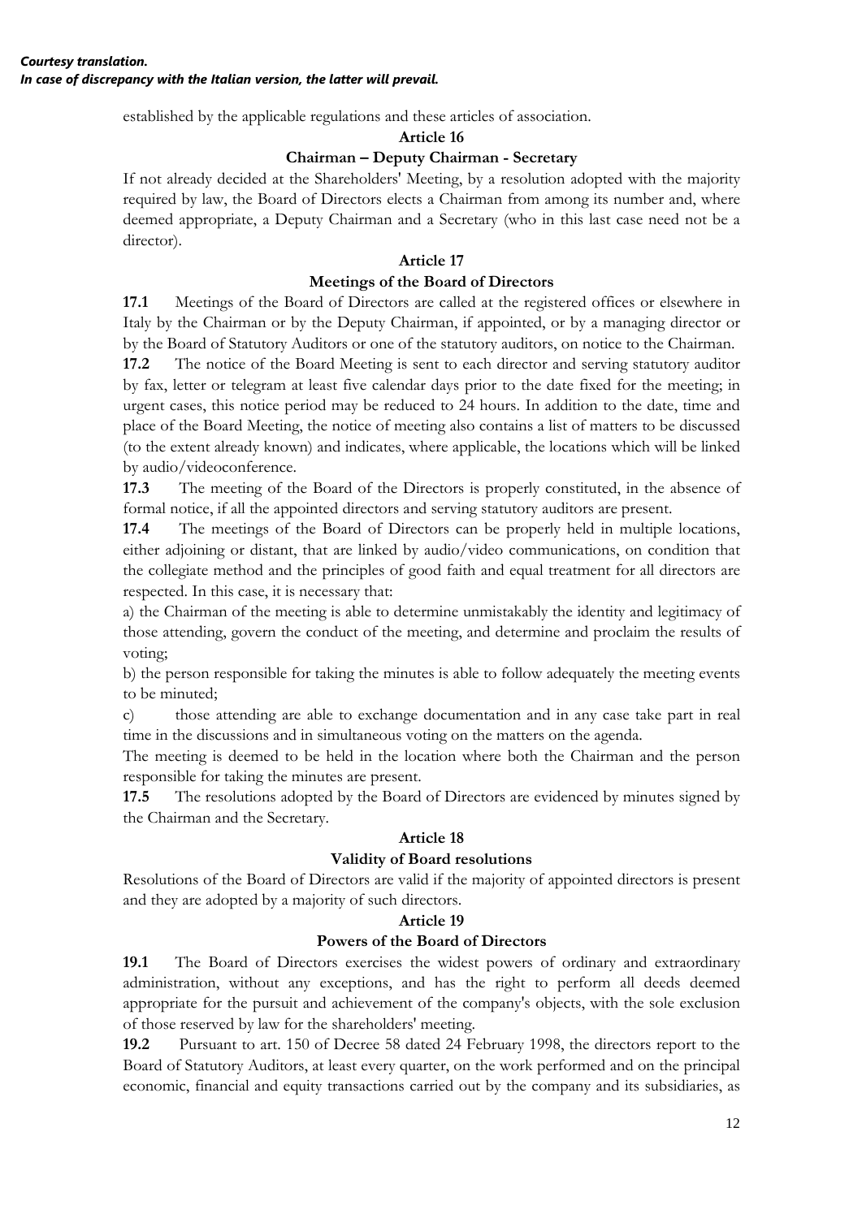established by the applicable regulations and these articles of association.

**Article 16**

**Chairman – Deputy Chairman - Secretary**

If not already decided at the Shareholders' Meeting, by a resolution adopted with the majority required by law, the Board of Directors elects a Chairman from among its number and, where deemed appropriate, a Deputy Chairman and a Secretary (who in this last case need not be a director).

**Article 17**

**Meetings of the Board of Directors**

**17.1** Meetings of the Board of Directors are called at the registered offices or elsewhere in Italy by the Chairman or by the Deputy Chairman, if appointed, or by a managing director or by the Board of Statutory Auditors or one of the statutory auditors, on notice to the Chairman.

**17.2** The notice of the Board Meeting is sent to each director and serving statutory auditor by fax, letter or telegram at least five calendar days prior to the date fixed for the meeting; in urgent cases, this notice period may be reduced to 24 hours. In addition to the date, time and place of the Board Meeting, the notice of meeting also contains a list of matters to be discussed (to the extent already known) and indicates, where applicable, the locations which will be linked by audio/videoconference.

**17.3** The meeting of the Board of the Directors is properly constituted, in the absence of formal notice, if all the appointed directors and serving statutory auditors are present.

**17.4** The meetings of the Board of Directors can be properly held in multiple locations, either adjoining or distant, that are linked by audio/video communications, on condition that the collegiate method and the principles of good faith and equal treatment for all directors are respected. In this case, it is necessary that:

a) the Chairman of the meeting is able to determine unmistakably the identity and legitimacy of those attending, govern the conduct of the meeting, and determine and proclaim the results of voting;

b) the person responsible for taking the minutes is able to follow adequately the meeting events to be minuted;

c) those attending are able to exchange documentation and in any case take part in real time in the discussions and in simultaneous voting on the matters on the agenda.

The meeting is deemed to be held in the location where both the Chairman and the person responsible for taking the minutes are present.

**17.5** The resolutions adopted by the Board of Directors are evidenced by minutes signed by the Chairman and the Secretary.

**Article 18**

**Validity of Board resolutions**

Resolutions of the Board of Directors are valid if the majority of appointed directors is present and they are adopted by a majority of such directors.

**Article 19**

**Powers of the Board of Directors**

**19.1** The Board of Directors exercises the widest powers of ordinary and extraordinary administration, without any exceptions, and has the right to perform all deeds deemed appropriate for the pursuit and achievement of the company's objects, with the sole exclusion of those reserved by law for the shareholders' meeting.

**19.2** Pursuant to art. 150 of Decree 58 dated 24 February 1998, the directors report to the Board of Statutory Auditors, at least every quarter, on the work performed and on the principal economic, financial and equity transactions carried out by the company and its subsidiaries, as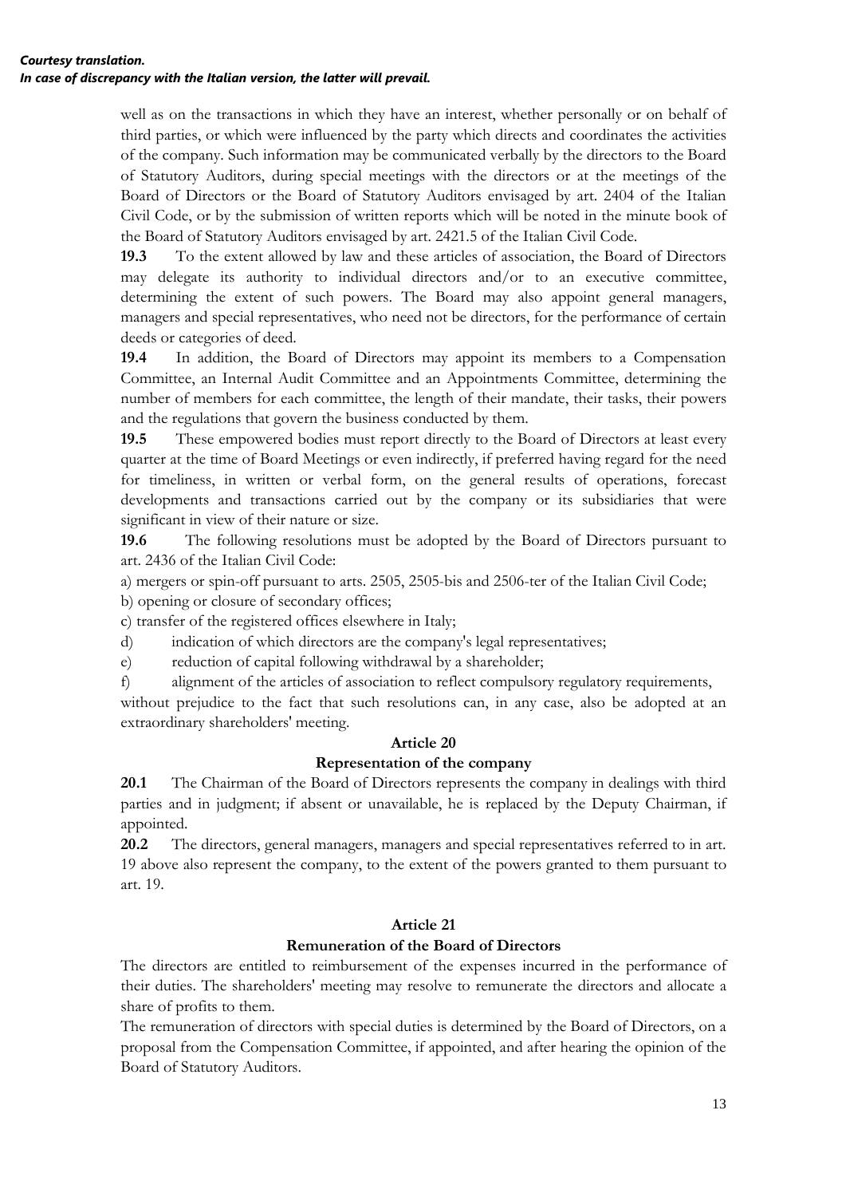*Courtesy translation.*
*In case of discrepancy with the Italian version, the latter will prevail.*

well as on the transactions in which they have an interest, whether personally or on behalf of third parties, or which were influenced by the party which directs and coordinates the activities of the company. Such information may be communicated verbally by the directors to the Board of Statutory Auditors, during special meetings with the directors or at the meetings of the Board of Directors or the Board of Statutory Auditors envisaged by art. 2404 of the Italian Civil Code, or by the submission of written reports which will be noted in the minute book of the Board of Statutory Auditors envisaged by art. 2421.5 of the Italian Civil Code.

**19.3** To the extent allowed by law and these articles of association, the Board of Directors may delegate its authority to individual directors and/or to an executive committee, determining the extent of such powers. The Board may also appoint general managers, managers and special representatives, who need not be directors, for the performance of certain deeds or categories of deed.

**19.4** In addition, the Board of Directors may appoint its members to a Compensation Committee, an Internal Audit Committee and an Appointments Committee, determining the number of members for each committee, the length of their mandate, their tasks, their powers and the regulations that govern the business conducted by them.

**19.5** These empowered bodies must report directly to the Board of Directors at least every quarter at the time of Board Meetings or even indirectly, if preferred having regard for the need for timeliness, in written or verbal form, on the general results of operations, forecast developments and transactions carried out by the company or its subsidiaries that were significant in view of their nature or size.

**19.6** The following resolutions must be adopted by the Board of Directors pursuant to art. 2436 of the Italian Civil Code:

a) mergers or spin-off pursuant to arts. 2505, 2505-bis and 2506-ter of the Italian Civil Code;

b) opening or closure of secondary offices;

c) transfer of the registered offices elsewhere in Italy;

d) indication of which directors are the company's legal representatives;

e) reduction of capital following withdrawal by a shareholder;

f) alignment of the articles of association to reflect compulsory regulatory requirements,

without prejudice to the fact that such resolutions can, in any case, also be adopted at an extraordinary shareholders' meeting.

## Article 20

### Representation of the company

**20.1** The Chairman of the Board of Directors represents the company in dealings with third parties and in judgment; if absent or unavailable, he is replaced by the Deputy Chairman, if appointed.

**20.2** The directors, general managers, managers and special representatives referred to in art. 19 above also represent the company, to the extent of the powers granted to them pursuant to art. 19.

## Article 21

### Remuneration of the Board of Directors

The directors are entitled to reimbursement of the expenses incurred in the performance of their duties. The shareholders' meeting may resolve to remunerate the directors and allocate a share of profits to them.

The remuneration of directors with special duties is determined by the Board of Directors, on a proposal from the Compensation Committee, if appointed, and after hearing the opinion of the Board of Statutory Auditors.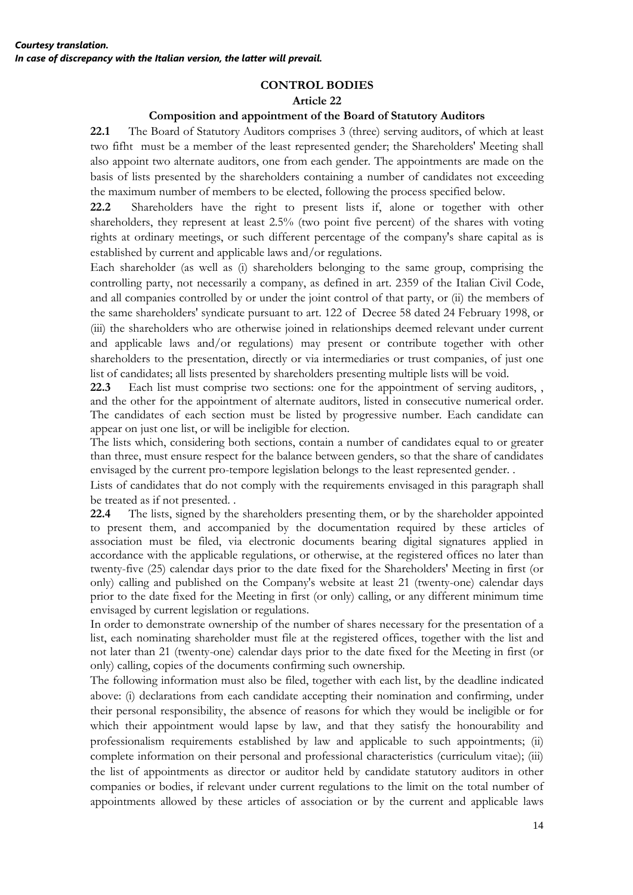***Courtesy translation.***
***In case of discrepancy with the Italian version, the latter will prevail.***

## CONTROL BODIES

### Article 22

### Composition and appointment of the Board of Statutory Auditors

**22.1** The Board of Statutory Auditors comprises 3 (three) serving auditors, of which at least two fifht must be a member of the least represented gender; the Shareholders' Meeting shall also appoint two alternate auditors, one from each gender. The appointments are made on the basis of lists presented by the shareholders containing a number of candidates not exceeding the maximum number of members to be elected, following the process specified below.

**22.2** Shareholders have the right to present lists if, alone or together with other shareholders, they represent at least 2.5% (two point five percent) of the shares with voting rights at ordinary meetings, or such different percentage of the company's share capital as is established by current and applicable laws and/or regulations.

Each shareholder (as well as (i) shareholders belonging to the same group, comprising the controlling party, not necessarily a company, as defined in art. 2359 of the Italian Civil Code, and all companies controlled by or under the joint control of that party, or (ii) the members of the same shareholders' syndicate pursuant to art. 122 of Decree 58 dated 24 February 1998, or (iii) the shareholders who are otherwise joined in relationships deemed relevant under current and applicable laws and/or regulations) may present or contribute together with other shareholders to the presentation, directly or via intermediaries or trust companies, of just one list of candidates; all lists presented by shareholders presenting multiple lists will be void.

**22.3** Each list must comprise two sections: one for the appointment of serving auditors, , and the other for the appointment of alternate auditors, listed in consecutive numerical order. The candidates of each section must be listed by progressive number. Each candidate can appear on just one list, or will be ineligible for election.

The lists which, considering both sections, contain a number of candidates equal to or greater than three, must ensure respect for the balance between genders, so that the share of candidates envisaged by the current pro-tempore legislation belongs to the least represented gender. .

Lists of candidates that do not comply with the requirements envisaged in this paragraph shall be treated as if not presented. .

**22.4** The lists, signed by the shareholders presenting them, or by the shareholder appointed to present them, and accompanied by the documentation required by these articles of association must be filed, via electronic documents bearing digital signatures applied in accordance with the applicable regulations, or otherwise, at the registered offices no later than twenty-five (25) calendar days prior to the date fixed for the Shareholders' Meeting in first (or only) calling and published on the Company's website at least 21 (twenty-one) calendar days prior to the date fixed for the Meeting in first (or only) calling, or any different minimum time envisaged by current legislation or regulations.

In order to demonstrate ownership of the number of shares necessary for the presentation of a list, each nominating shareholder must file at the registered offices, together with the list and not later than 21 (twenty-one) calendar days prior to the date fixed for the Meeting in first (or only) calling, copies of the documents confirming such ownership.

The following information must also be filed, together with each list, by the deadline indicated above: (i) declarations from each candidate accepting their nomination and confirming, under their personal responsibility, the absence of reasons for which they would be ineligible or for which their appointment would lapse by law, and that they satisfy the honourability and professionalism requirements established by law and applicable to such appointments; (ii) complete information on their personal and professional characteristics (curriculum vitae); (iii) the list of appointments as director or auditor held by candidate statutory auditors in other companies or bodies, if relevant under current regulations to the limit on the total number of appointments allowed by these articles of association or by the current and applicable laws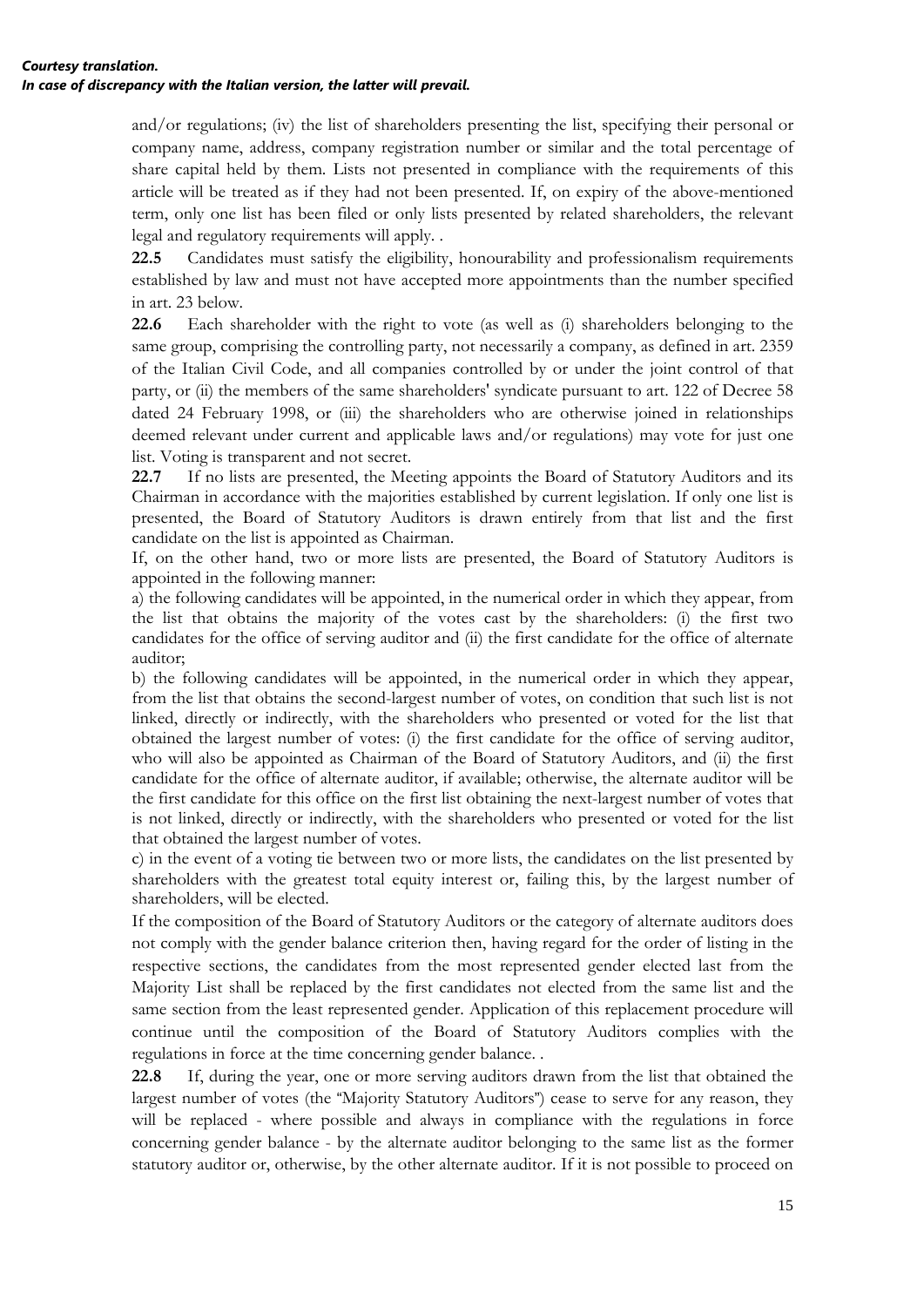and/or regulations; (iv) the list of shareholders presenting the list, specifying their personal or company name, address, company registration number or similar and the total percentage of share capital held by them. Lists not presented in compliance with the requirements of this article will be treated as if they had not been presented. If, on expiry of the above-mentioned term, only one list has been filed or only lists presented by related shareholders, the relevant legal and regulatory requirements will apply. .

**22.5** Candidates must satisfy the eligibility, honourability and professionalism requirements established by law and must not have accepted more appointments than the number specified in art. 23 below.

**22.6** Each shareholder with the right to vote (as well as (i) shareholders belonging to the same group, comprising the controlling party, not necessarily a company, as defined in art. 2359 of the Italian Civil Code, and all companies controlled by or under the joint control of that party, or (ii) the members of the same shareholders' syndicate pursuant to art. 122 of Decree 58 dated 24 February 1998, or (iii) the shareholders who are otherwise joined in relationships deemed relevant under current and applicable laws and/or regulations) may vote for just one list. Voting is transparent and not secret.

**22.7** If no lists are presented, the Meeting appoints the Board of Statutory Auditors and its Chairman in accordance with the majorities established by current legislation. If only one list is presented, the Board of Statutory Auditors is drawn entirely from that list and the first candidate on the list is appointed as Chairman.

If, on the other hand, two or more lists are presented, the Board of Statutory Auditors is appointed in the following manner:

a) the following candidates will be appointed, in the numerical order in which they appear, from the list that obtains the majority of the votes cast by the shareholders: (i) the first two candidates for the office of serving auditor and (ii) the first candidate for the office of alternate auditor;

b) the following candidates will be appointed, in the numerical order in which they appear, from the list that obtains the second-largest number of votes, on condition that such list is not linked, directly or indirectly, with the shareholders who presented or voted for the list that obtained the largest number of votes: (i) the first candidate for the office of serving auditor, who will also be appointed as Chairman of the Board of Statutory Auditors, and (ii) the first candidate for the office of alternate auditor, if available; otherwise, the alternate auditor will be the first candidate for this office on the first list obtaining the next-largest number of votes that is not linked, directly or indirectly, with the shareholders who presented or voted for the list that obtained the largest number of votes.

c) in the event of a voting tie between two or more lists, the candidates on the list presented by shareholders with the greatest total equity interest or, failing this, by the largest number of shareholders, will be elected.

If the composition of the Board of Statutory Auditors or the category of alternate auditors does not comply with the gender balance criterion then, having regard for the order of listing in the respective sections, the candidates from the most represented gender elected last from the Majority List shall be replaced by the first candidates not elected from the same list and the same section from the least represented gender. Application of this replacement procedure will continue until the composition of the Board of Statutory Auditors complies with the regulations in force at the time concerning gender balance. .

**22.8** If, during the year, one or more serving auditors drawn from the list that obtained the largest number of votes (the "Majority Statutory Auditors") cease to serve for any reason, they will be replaced - where possible and always in compliance with the regulations in force concerning gender balance - by the alternate auditor belonging to the same list as the former statutory auditor or, otherwise, by the other alternate auditor. If it is not possible to proceed on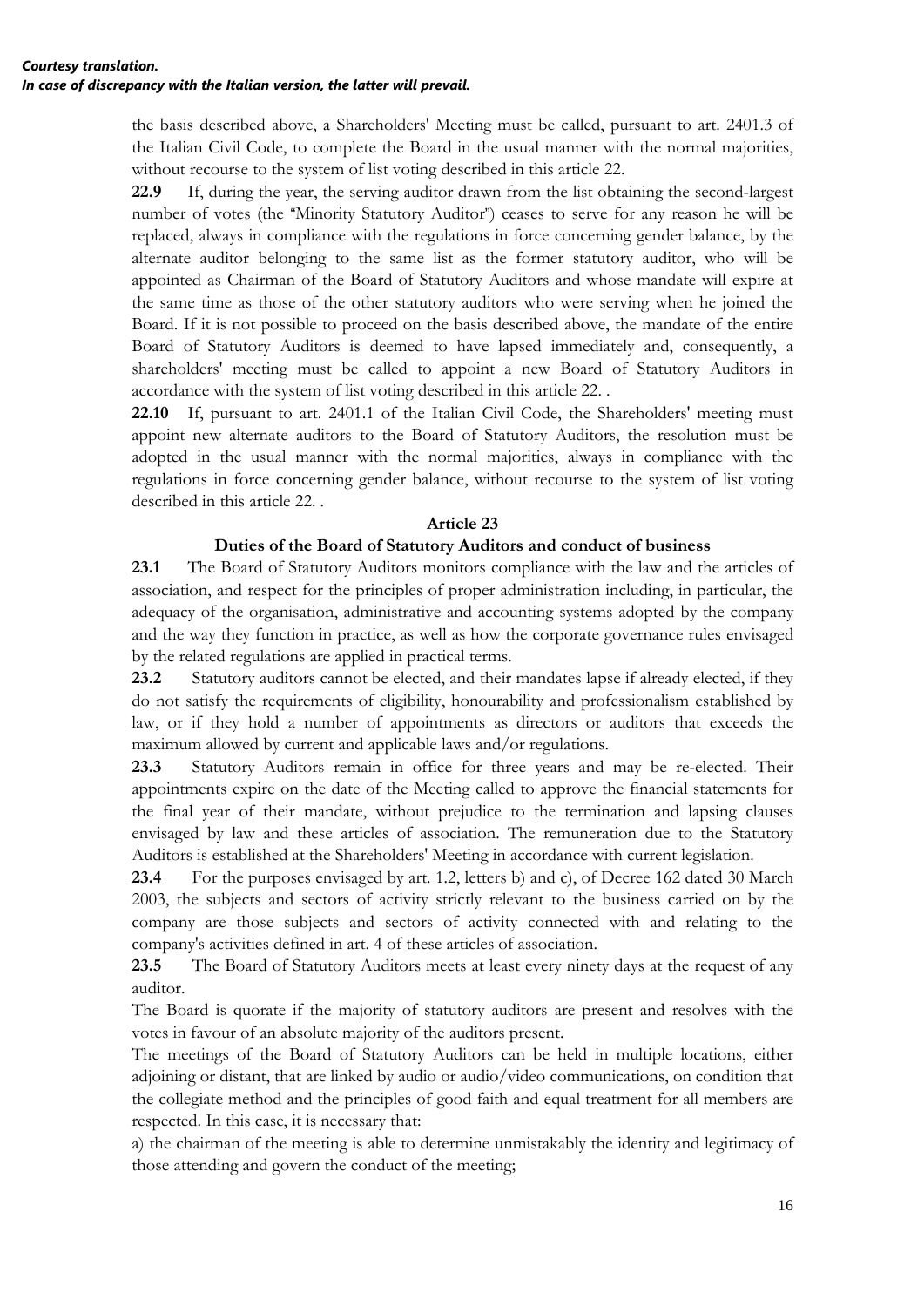the basis described above, a Shareholders' Meeting must be called, pursuant to art. 2401.3 of the Italian Civil Code, to complete the Board in the usual manner with the normal majorities, without recourse to the system of list voting described in this article 22.

**22.9** If, during the year, the serving auditor drawn from the list obtaining the second-largest number of votes (the "Minority Statutory Auditor") ceases to serve for any reason he will be replaced, always in compliance with the regulations in force concerning gender balance, by the alternate auditor belonging to the same list as the former statutory auditor, who will be appointed as Chairman of the Board of Statutory Auditors and whose mandate will expire at the same time as those of the other statutory auditors who were serving when he joined the Board. If it is not possible to proceed on the basis described above, the mandate of the entire Board of Statutory Auditors is deemed to have lapsed immediately and, consequently, a shareholders' meeting must be called to appoint a new Board of Statutory Auditors in accordance with the system of list voting described in this article 22. .

**22.10** If, pursuant to art. 2401.1 of the Italian Civil Code, the Shareholders' meeting must appoint new alternate auditors to the Board of Statutory Auditors, the resolution must be adopted in the usual manner with the normal majorities, always in compliance with the regulations in force concerning gender balance, without recourse to the system of list voting described in this article 22. .

## Article 23

### Duties of the Board of Statutory Auditors and conduct of business

**23.1** The Board of Statutory Auditors monitors compliance with the law and the articles of association, and respect for the principles of proper administration including, in particular, the adequacy of the organisation, administrative and accounting systems adopted by the company and the way they function in practice, as well as how the corporate governance rules envisaged by the related regulations are applied in practical terms.

**23.2** Statutory auditors cannot be elected, and their mandates lapse if already elected, if they do not satisfy the requirements of eligibility, honourability and professionalism established by law, or if they hold a number of appointments as directors or auditors that exceeds the maximum allowed by current and applicable laws and/or regulations.

**23.3** Statutory Auditors remain in office for three years and may be re-elected. Their appointments expire on the date of the Meeting called to approve the financial statements for the final year of their mandate, without prejudice to the termination and lapsing clauses envisaged by law and these articles of association. The remuneration due to the Statutory Auditors is established at the Shareholders' Meeting in accordance with current legislation.

**23.4** For the purposes envisaged by art. 1.2, letters b) and c), of Decree 162 dated 30 March 2003, the subjects and sectors of activity strictly relevant to the business carried on by the company are those subjects and sectors of activity connected with and relating to the company's activities defined in art. 4 of these articles of association.

**23.5** The Board of Statutory Auditors meets at least every ninety days at the request of any auditor.

The Board is quorate if the majority of statutory auditors are present and resolves with the votes in favour of an absolute majority of the auditors present.

The meetings of the Board of Statutory Auditors can be held in multiple locations, either adjoining or distant, that are linked by audio or audio/video communications, on condition that the collegiate method and the principles of good faith and equal treatment for all members are respected. In this case, it is necessary that:

a) the chairman of the meeting is able to determine unmistakably the identity and legitimacy of those attending and govern the conduct of the meeting;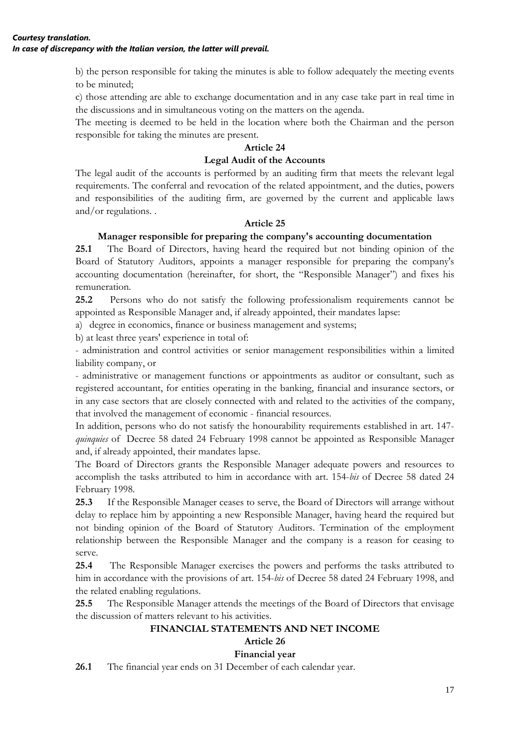*Courtesy translation.*
*In case of discrepancy with the Italian version, the latter will prevail.*

b) the person responsible for taking the minutes is able to follow adequately the meeting events to be minuted;

c) those attending are able to exchange documentation and in any case take part in real time in the discussions and in simultaneous voting on the matters on the agenda.

The meeting is deemed to be held in the location where both the Chairman and the person responsible for taking the minutes are present.

**Article 24**

**Legal Audit of the Accounts**

The legal audit of the accounts is performed by an auditing firm that meets the relevant legal requirements. The conferral and revocation of the related appointment, and the duties, powers and responsibilities of the auditing firm, are governed by the current and applicable laws and/or regulations. .

**Article 25**

**Manager responsible for preparing the company's accounting documentation**

**25.1** The Board of Directors, having heard the required but not binding opinion of the Board of Statutory Auditors, appoints a manager responsible for preparing the company's accounting documentation (hereinafter, for short, the "Responsible Manager") and fixes his remuneration.

**25.2** Persons who do not satisfy the following professionalism requirements cannot be appointed as Responsible Manager and, if already appointed, their mandates lapse:

a) degree in economics, finance or business management and systems;

b) at least three years' experience in total of:

- administration and control activities or senior management responsibilities within a limited liability company, or
- administrative or management functions or appointments as auditor or consultant, such as registered accountant, for entities operating in the banking, financial and insurance sectors, or in any case sectors that are closely connected with and related to the activities of the company, that involved the management of economic - financial resources.

In addition, persons who do not satisfy the honourability requirements established in art. 147-*quinquies* of Decree 58 dated 24 February 1998 cannot be appointed as Responsible Manager and, if already appointed, their mandates lapse.

The Board of Directors grants the Responsible Manager adequate powers and resources to accomplish the tasks attributed to him in accordance with art. 154-*bis* of Decree 58 dated 24 February 1998.

**25.3** If the Responsible Manager ceases to serve, the Board of Directors will arrange without delay to replace him by appointing a new Responsible Manager, having heard the required but not binding opinion of the Board of Statutory Auditors. Termination of the employment relationship between the Responsible Manager and the company is a reason for ceasing to serve.

**25.4** The Responsible Manager exercises the powers and performs the tasks attributed to him in accordance with the provisions of art. 154-*bis* of Decree 58 dated 24 February 1998, and the related enabling regulations.

**25.5** The Responsible Manager attends the meetings of the Board of Directors that envisage the discussion of matters relevant to his activities.

**FINANCIAL STATEMENTS AND NET INCOME**

**Article 26**

**Financial year**

**26.1** The financial year ends on 31 December of each calendar year.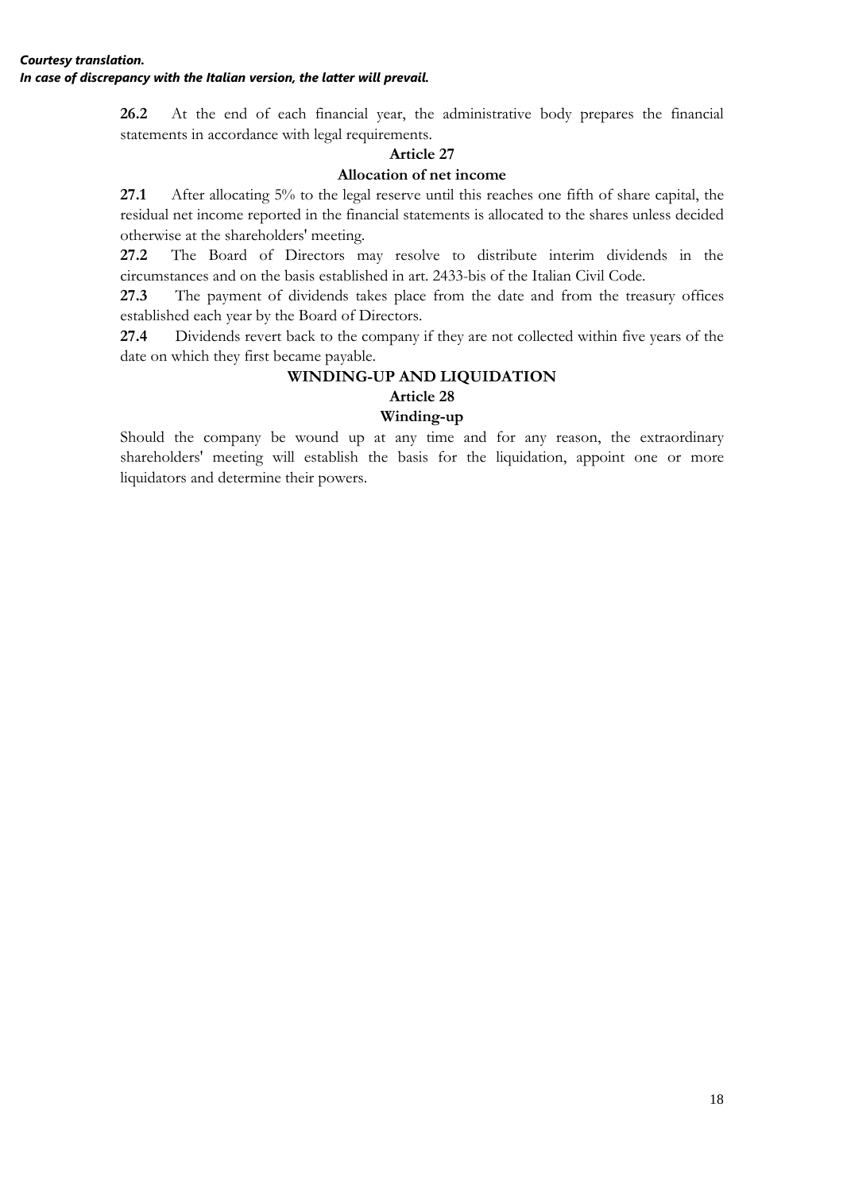*Courtesy translation.*
***In case of discrepancy with the Italian version, the latter will prevail.***

**26.2** At the end of each financial year, the administrative body prepares the financial statements in accordance with legal requirements.

### Article 27

### Allocation of net income

**27.1** After allocating 5% to the legal reserve until this reaches one fifth of share capital, the residual net income reported in the financial statements is allocated to the shares unless decided otherwise at the shareholders' meeting.

**27.2** The Board of Directors may resolve to distribute interim dividends in the circumstances and on the basis established in art. 2433-bis of the Italian Civil Code.

**27.3** The payment of dividends takes place from the date and from the treasury offices established each year by the Board of Directors.

**27.4** Dividends revert back to the company if they are not collected within five years of the date on which they first became payable.

## WINDING-UP AND LIQUIDATION

### Article 28

### Winding-up

Should the company be wound up at any time and for any reason, the extraordinary shareholders' meeting will establish the basis for the liquidation, appoint one or more liquidators and determine their powers.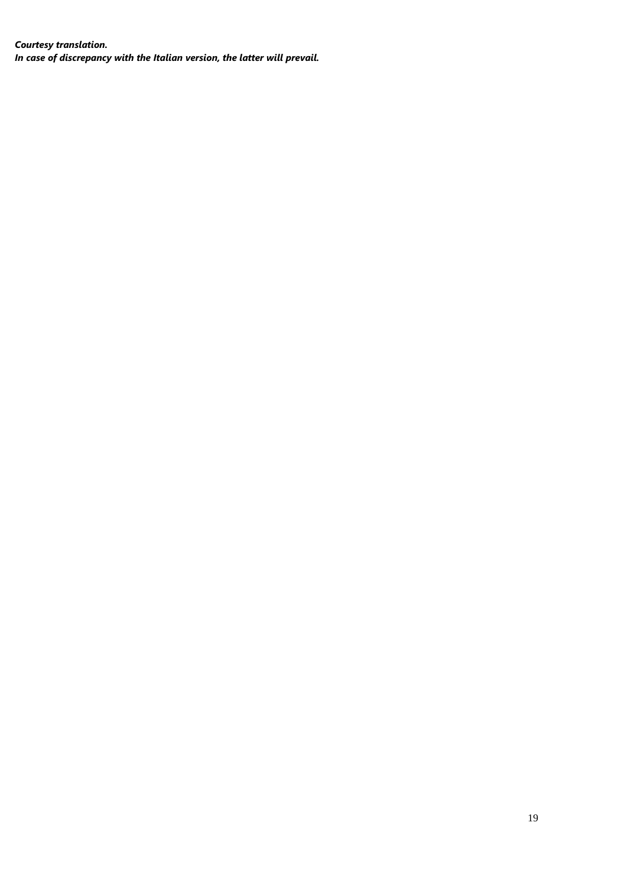***Courtesy translation.***
***In case of discrepancy with the Italian version, the latter will prevail.***